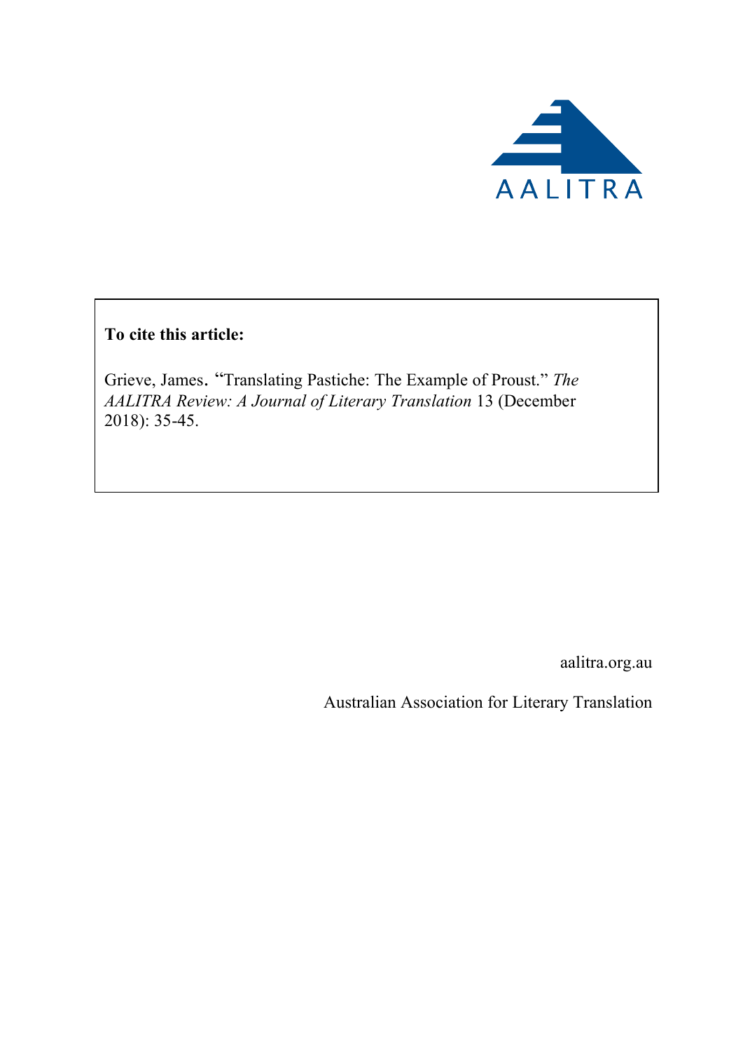AALITRA

**To cite this article:**

Grieve, James. "Translating Pastiche: The Example of Proust." *The AALITRA Review: A Journal of Literary Translation* 13 (December 2018): 35-45.

aalitra.org.au

Australian Association for Literary Translation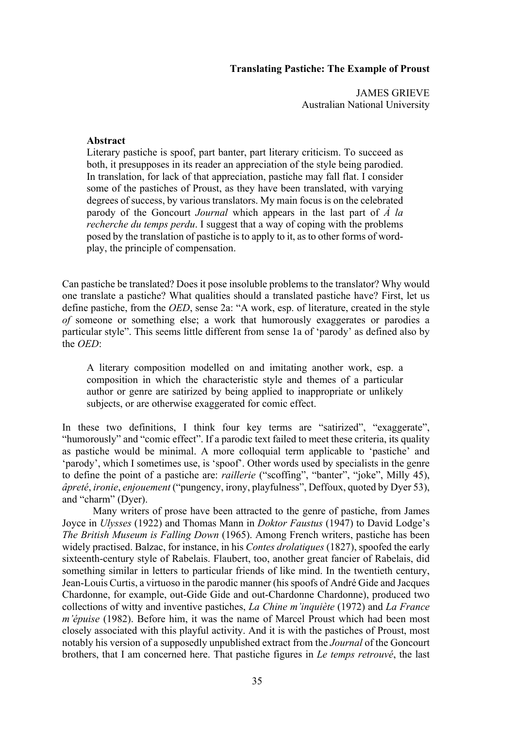### Translating Pastiche: The Example of Proust

JAMES GRIEVE
Australian National University

**Abstract**

Literary pastiche is spoof, part banter, part literary criticism. To succeed as both, it presupposes in its reader an appreciation of the style being parodied. In translation, for lack of that appreciation, pastiche may fall flat. I consider some of the pastiches of Proust, as they have been translated, with varying degrees of success, by various translators. My main focus is on the celebrated parody of the Goncourt *Journal* which appears in the last part of *À la recherche du temps perdu*. I suggest that a way of coping with the problems posed by the translation of pastiche is to apply to it, as to other forms of word-play, the principle of compensation.

Can pastiche be translated? Does it pose insoluble problems to the translator? Why would one translate a pastiche? What qualities should a translated pastiche have? First, let us define pastiche, from the *OED*, sense 2a: "A work, esp. of literature, created in the style *of* someone or something else; a work that humorously exaggerates or parodies a particular style". This seems little different from sense 1a of 'parody' as defined also by the *OED*:

> A literary composition modelled on and imitating another work, esp. a composition in which the characteristic style and themes of a particular author or genre are satirized by being applied to inappropriate or unlikely subjects, or are otherwise exaggerated for comic effect.

In these two definitions, I think four key terms are "satirized", "exaggerate", "humorously" and "comic effect". If a parodic text failed to meet these criteria, its quality as pastiche would be minimal. A more colloquial term applicable to 'pastiche' and 'parody', which I sometimes use, is 'spoof'. Other words used by specialists in the genre to define the point of a pastiche are: *raillerie* ("scoffing", "banter", "joke", Milly 45), *âpreté*, *ironie*, *enjouement* ("pungency, irony, playfulness", Deffoux, quoted by Dyer 53), and "charm" (Dyer).

Many writers of prose have been attracted to the genre of pastiche, from James Joyce in *Ulysses* (1922) and Thomas Mann in *Doktor Faustus* (1947) to David Lodge's *The British Museum is Falling Down* (1965). Among French writers, pastiche has been widely practised. Balzac, for instance, in his *Contes drolatiques* (1827), spoofed the early sixteenth-century style of Rabelais. Flaubert, too, another great fancier of Rabelais, did something similar in letters to particular friends of like mind. In the twentieth century, Jean-Louis Curtis, a virtuoso in the parodic manner (his spoofs of André Gide and Jacques Chardonne, for example, out-Gide Gide and out-Chardonne Chardonne), produced two collections of witty and inventive pastiches, *La Chine m'inquiète* (1972) and *La France m'épuise* (1982). Before him, it was the name of Marcel Proust which had been most closely associated with this playful activity. And it is with the pastiches of Proust, most notably his version of a supposedly unpublished extract from the *Journal* of the Goncourt brothers, that I am concerned here. That pastiche figures in *Le temps retrouvé*, the last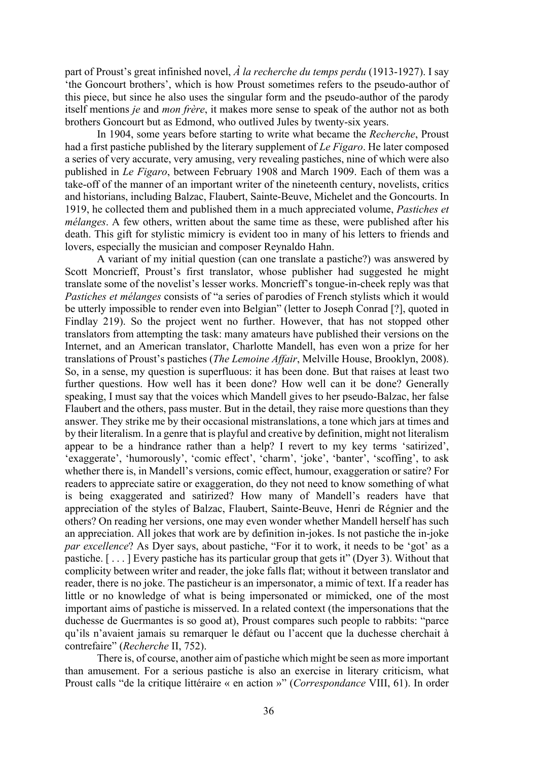part of Proust's great infinished novel, *À la recherche du temps perdu* (1913-1927). I say 'the Goncourt brothers', which is how Proust sometimes refers to the pseudo-author of this piece, but since he also uses the singular form and the pseudo-author of the parody itself mentions *je* and *mon frère*, it makes more sense to speak of the author not as both brothers Goncourt but as Edmond, who outlived Jules by twenty-six years.

In 1904, some years before starting to write what became the *Recherche*, Proust had a first pastiche published by the literary supplement of *Le Figaro*. He later composed a series of very accurate, very amusing, very revealing pastiches, nine of which were also published in *Le Figaro*, between February 1908 and March 1909. Each of them was a take-off of the manner of an important writer of the nineteenth century, novelists, critics and historians, including Balzac, Flaubert, Sainte-Beuve, Michelet and the Goncourts. In 1919, he collected them and published them in a much appreciated volume, *Pastiches et mélanges*. A few others, written about the same time as these, were published after his death. This gift for stylistic mimicry is evident too in many of his letters to friends and lovers, especially the musician and composer Reynaldo Hahn.

A variant of my initial question (can one translate a pastiche?) was answered by Scott Moncrieff, Proust's first translator, whose publisher had suggested he might translate some of the novelist's lesser works. Moncrieff's tongue-in-cheek reply was that *Pastiches et mélanges* consists of "a series of parodies of French stylists which it would be utterly impossible to render even into Belgian" (letter to Joseph Conrad [?], quoted in Findlay 219). So the project went no further. However, that has not stopped other translators from attempting the task: many amateurs have published their versions on the Internet, and an American translator, Charlotte Mandell, has even won a prize for her translations of Proust's pastiches (*The Lemoine Affair*, Melville House, Brooklyn, 2008). So, in a sense, my question is superfluous: it has been done. But that raises at least two further questions. How well has it been done? How well can it be done? Generally speaking, I must say that the voices which Mandell gives to her pseudo-Balzac, her false Flaubert and the others, pass muster. But in the detail, they raise more questions than they answer. They strike me by their occasional mistranslations, a tone which jars at times and by their literalism. In a genre that is playful and creative by definition, might not literalism appear to be a hindrance rather than a help? I revert to my key terms 'satirized', 'exaggerate', 'humorously', 'comic effect', 'charm', 'joke', 'banter', 'scoffing', to ask whether there is, in Mandell's versions, comic effect, humour, exaggeration or satire? For readers to appreciate satire or exaggeration, do they not need to know something of what is being exaggerated and satirized? How many of Mandell's readers have that appreciation of the styles of Balzac, Flaubert, Sainte-Beuve, Henri de Régnier and the others? On reading her versions, one may even wonder whether Mandell herself has such an appreciation. All jokes that work are by definition in-jokes. Is not pastiche the in-joke *par excellence*? As Dyer says, about pastiche, "For it to work, it needs to be 'got' as a pastiche. [ . . . ] Every pastiche has its particular group that gets it" (Dyer 3). Without that complicity between writer and reader, the joke falls flat; without it between translator and reader, there is no joke. The pasticheur is an impersonator, a mimic of text. If a reader has little or no knowledge of what is being impersonated or mimicked, one of the most important aims of pastiche is misserved. In a related context (the impersonations that the duchesse de Guermantes is so good at), Proust compares such people to rabbits: "parce qu'ils n'avaient jamais su remarquer le défaut ou l'accent que la duchesse cherchait à contrefaire" (*Recherche* II, 752).

There is, of course, another aim of pastiche which might be seen as more important than amusement. For a serious pastiche is also an exercise in literary criticism, what Proust calls "de la critique littéraire « en action »" (*Correspondance* VIII, 61). In order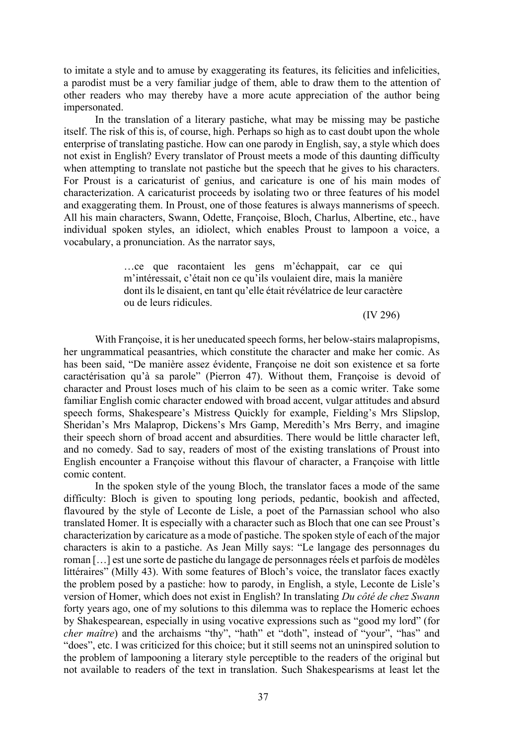to imitate a style and to amuse by exaggerating its features, its felicities and infelicities, a parodist must be a very familiar judge of them, able to draw them to the attention of other readers who may thereby have a more acute appreciation of the author being impersonated.

In the translation of a literary pastiche, what may be missing may be pastiche itself. The risk of this is, of course, high. Perhaps so high as to cast doubt upon the whole enterprise of translating pastiche. How can one parody in English, say, a style which does not exist in English? Every translator of Proust meets a mode of this daunting difficulty when attempting to translate not pastiche but the speech that he gives to his characters. For Proust is a caricaturist of genius, and caricature is one of his main modes of characterization. A caricaturist proceeds by isolating two or three features of his model and exaggerating them. In Proust, one of those features is always mannerisms of speech. All his main characters, Swann, Odette, Françoise, Bloch, Charlus, Albertine, etc., have individual spoken styles, an idiolect, which enables Proust to lampoon a voice, a vocabulary, a pronunciation. As the narrator says,

> …ce que racontaient les gens m'échappait, car ce qui m'intéressait, c'était non ce qu'ils voulaient dire, mais la manière dont ils le disaient, en tant qu'elle était révélatrice de leur caractère ou de leurs ridicules.
>
> (IV 296)

With Françoise, it is her uneducated speech forms, her below-stairs malapropisms, her ungrammatical peasantries, which constitute the character and make her comic. As has been said, "De manière assez évidente, Françoise ne doit son existence et sa forte caractérisation qu'à sa parole" (Pierron 47). Without them, Françoise is devoid of character and Proust loses much of his claim to be seen as a comic writer. Take some familiar English comic character endowed with broad accent, vulgar attitudes and absurd speech forms, Shakespeare's Mistress Quickly for example, Fielding's Mrs Slipslop, Sheridan's Mrs Malaprop, Dickens's Mrs Gamp, Meredith's Mrs Berry, and imagine their speech shorn of broad accent and absurdities. There would be little character left, and no comedy. Sad to say, readers of most of the existing translations of Proust into English encounter a Françoise without this flavour of character, a Françoise with little comic content.

In the spoken style of the young Bloch, the translator faces a mode of the same difficulty: Bloch is given to spouting long periods, pedantic, bookish and affected, flavoured by the style of Leconte de Lisle, a poet of the Parnassian school who also translated Homer. It is especially with a character such as Bloch that one can see Proust's characterization by caricature as a mode of pastiche. The spoken style of each of the major characters is akin to a pastiche. As Jean Milly says: "Le langage des personnages du roman […] est une sorte de pastiche du langage de personnages réels et parfois de modèles littéraires" (Milly 43). With some features of Bloch's voice, the translator faces exactly the problem posed by a pastiche: how to parody, in English, a style, Leconte de Lisle's version of Homer, which does not exist in English? In translating *Du côté de chez Swann* forty years ago, one of my solutions to this dilemma was to replace the Homeric echoes by Shakespearean, especially in using vocative expressions such as "good my lord" (for *cher maître*) and the archaisms "thy", "hath" et "doth", instead of "your", "has" and "does", etc. I was criticized for this choice; but it still seems not an uninspired solution to the problem of lampooning a literary style perceptible to the readers of the original but not available to readers of the text in translation. Such Shakespearisms at least let the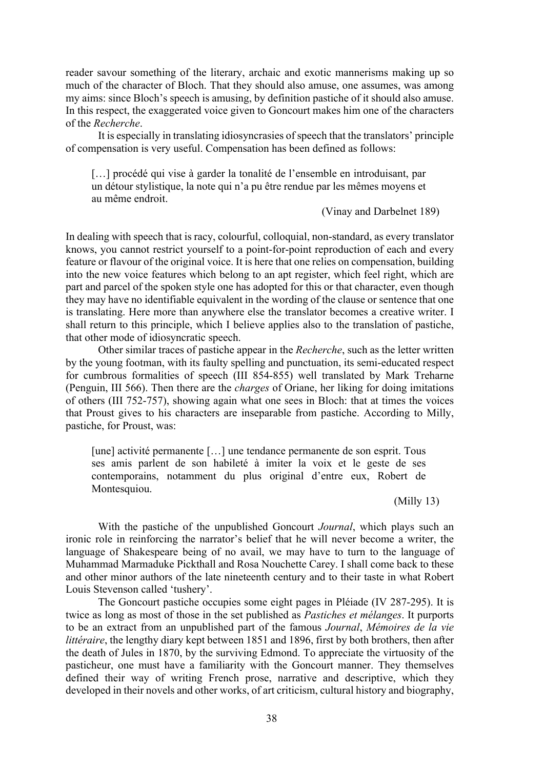reader savour something of the literary, archaic and exotic mannerisms making up so much of the character of Bloch. That they should also amuse, one assumes, was among my aims: since Bloch's speech is amusing, by definition pastiche of it should also amuse. In this respect, the exaggerated voice given to Goncourt makes him one of the characters of the *Recherche*.

It is especially in translating idiosyncrasies of speech that the translators' principle of compensation is very useful. Compensation has been defined as follows:

> […] procédé qui vise à garder la tonalité de l'ensemble en introduisant, par un détour stylistique, la note qui n'a pu être rendue par les mêmes moyens et au même endroit.
>
> (Vinay and Darbelnet 189)

In dealing with speech that is racy, colourful, colloquial, non-standard, as every translator knows, you cannot restrict yourself to a point-for-point reproduction of each and every feature or flavour of the original voice. It is here that one relies on compensation, building into the new voice features which belong to an apt register, which feel right, which are part and parcel of the spoken style one has adopted for this or that character, even though they may have no identifiable equivalent in the wording of the clause or sentence that one is translating. Here more than anywhere else the translator becomes a creative writer. I shall return to this principle, which I believe applies also to the translation of pastiche, that other mode of idiosyncratic speech.

Other similar traces of pastiche appear in the *Recherche*, such as the letter written by the young footman, with its faulty spelling and punctuation, its semi-educated respect for cumbrous formalities of speech (III 854-855) well translated by Mark Treharne (Penguin, III 566). Then there are the *charges* of Oriane, her liking for doing imitations of others (III 752-757), showing again what one sees in Bloch: that at times the voices that Proust gives to his characters are inseparable from pastiche. According to Milly, pastiche, for Proust, was:

> [une] activité permanente […] une tendance permanente de son esprit. Tous ses amis parlent de son habileté à imiter la voix et le geste de ses contemporains, notamment du plus original d'entre eux, Robert de Montesquiou.
>
> (Milly 13)

With the pastiche of the unpublished Goncourt *Journal*, which plays such an ironic role in reinforcing the narrator's belief that he will never become a writer, the language of Shakespeare being of no avail, we may have to turn to the language of Muhammad Marmaduke Pickthall and Rosa Nouchette Carey. I shall come back to these and other minor authors of the late nineteenth century and to their taste in what Robert Louis Stevenson called 'tushery'.

The Goncourt pastiche occupies some eight pages in Pléiade (IV 287-295). It is twice as long as most of those in the set published as *Pastiches et mélanges*. It purports to be an extract from an unpublished part of the famous *Journal*, *Mémoires de la vie littéraire*, the lengthy diary kept between 1851 and 1896, first by both brothers, then after the death of Jules in 1870, by the surviving Edmond. To appreciate the virtuosity of the pasticheur, one must have a familiarity with the Goncourt manner. They themselves defined their way of writing French prose, narrative and descriptive, which they developed in their novels and other works, of art criticism, cultural history and biography,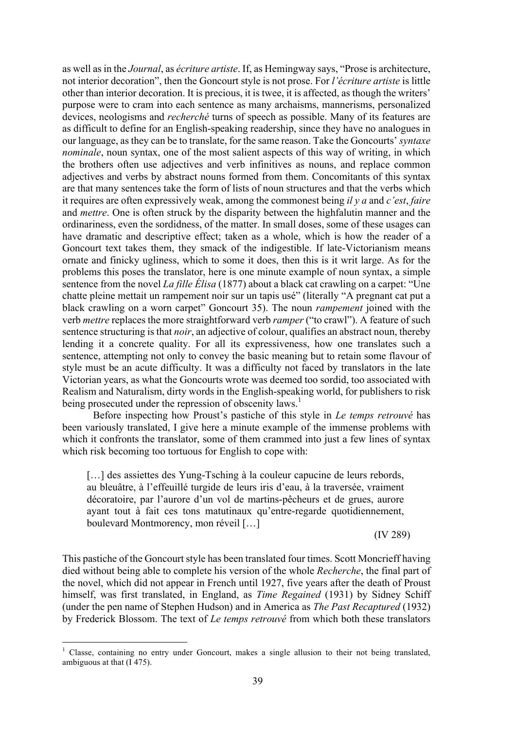as well as in the *Journal*, as *écriture artiste*. If, as Hemingway says, "Prose is architecture, not interior decoration", then the Goncourt style is not prose. For *l'écriture artiste* is little other than interior decoration. It is precious, it is twee, it is affected, as though the writers' purpose were to cram into each sentence as many archaisms, mannerisms, personalized devices, neologisms and *recherché* turns of speech as possible. Many of its features are as difficult to define for an English-speaking readership, since they have no analogues in our language, as they can be to translate, for the same reason. Take the Goncourts' *syntaxe nominale*, noun syntax, one of the most salient aspects of this way of writing, in which the brothers often use adjectives and verb infinitives as nouns, and replace common adjectives and verbs by abstract nouns formed from them. Concomitants of this syntax are that many sentences take the form of lists of noun structures and that the verbs which it requires are often expressively weak, among the commonest being *il y a* and *c'est*, *faire* and *mettre*. One is often struck by the disparity between the highfalutin manner and the ordinariness, even the sordidness, of the matter. In small doses, some of these usages can have dramatic and descriptive effect; taken as a whole, which is how the reader of a Goncourt text takes them, they smack of the indigestible. If late-Victorianism means ornate and finicky ugliness, which to some it does, then this is it writ large. As for the problems this poses the translator, here is one minute example of noun syntax, a simple sentence from the novel *La fille Élisa* (1877) about a black cat crawling on a carpet: "Une chatte pleine mettait un rampement noir sur un tapis usé" (literally "A pregnant cat put a black crawling on a worn carpet" Goncourt 35). The noun *rampement* joined with the verb *mettre* replaces the more straightforward verb *ramper* ("to crawl"). A feature of such sentence structuring is that *noir*, an adjective of colour, qualifies an abstract noun, thereby lending it a concrete quality. For all its expressiveness, how one translates such a sentence, attempting not only to convey the basic meaning but to retain some flavour of style must be an acute difficulty. It was a difficulty not faced by translators in the late Victorian years, as what the Goncourts wrote was deemed too sordid, too associated with Realism and Naturalism, dirty words in the English-speaking world, for publishers to risk being prosecuted under the repression of obscenity laws.[1]

Before inspecting how Proust's pastiche of this style in *Le temps retrouvé* has been variously translated, I give here a minute example of the immense problems with which it confronts the translator, some of them crammed into just a few lines of syntax which risk becoming too tortuous for English to cope with:

> […] des assiettes des Yung-Tsching à la couleur capucine de leurs rebords, au bleuâtre, à l'effeuillé turgide de leurs iris d'eau, à la traversée, vraiment décoratoire, par l'aurore d'un vol de martins-pêcheurs et de grues, aurore ayant tout à fait ces tons matutinaux qu'entre-regarde quotidiennement, boulevard Montmorency, mon réveil […]
>
> (IV 289)

This pastiche of the Goncourt style has been translated four times. Scott Moncrieff having died without being able to complete his version of the whole *Recherche*, the final part of the novel, which did not appear in French until 1927, five years after the death of Proust himself, was first translated, in England, as *Time Regained* (1931) by Sidney Schiff (under the pen name of Stephen Hudson) and in America as *The Past Recaptured* (1932) by Frederick Blossom. The text of *Le temps retrouvé* from which both these translators

[1] Classe, containing no entry under Goncourt, makes a single allusion to their not being translated, ambiguous at that (I 475).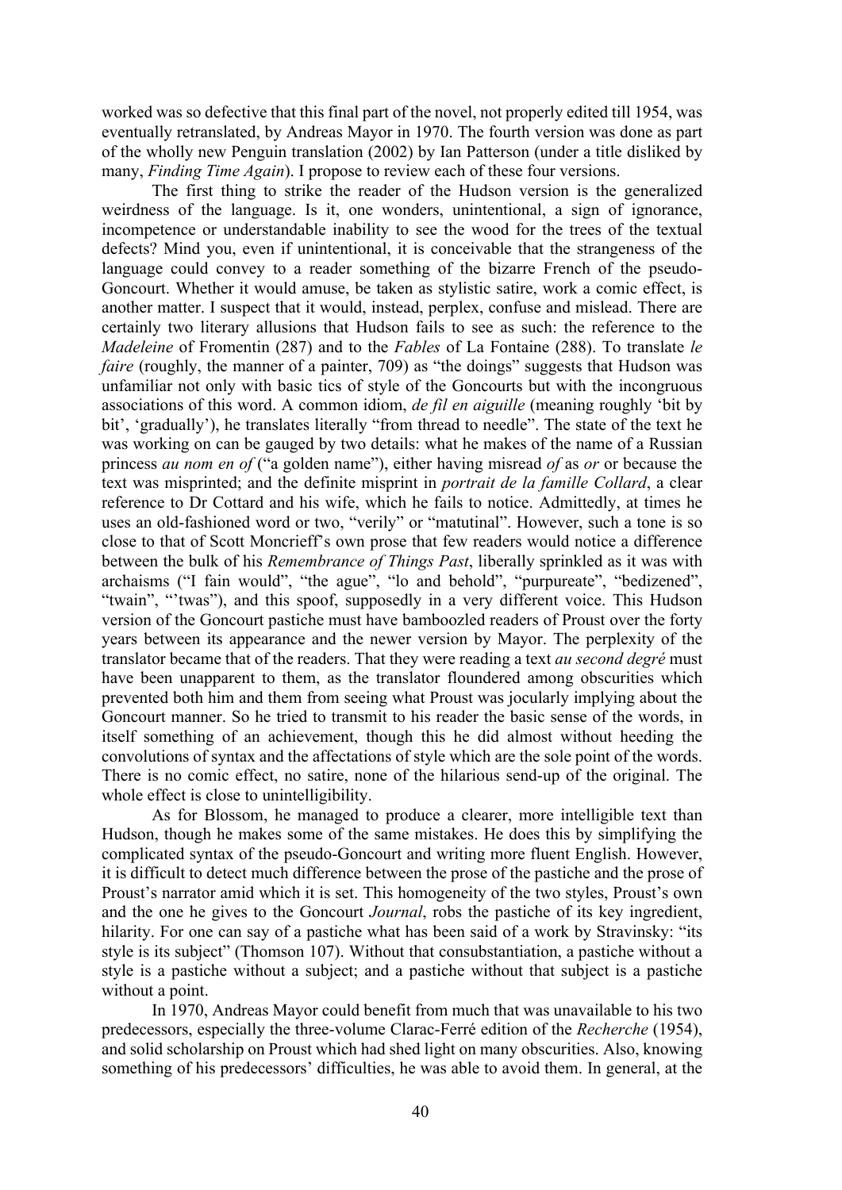worked was so defective that this final part of the novel, not properly edited till 1954, was eventually retranslated, by Andreas Mayor in 1970. The fourth version was done as part of the wholly new Penguin translation (2002) by Ian Patterson (under a title disliked by many, *Finding Time Again*). I propose to review each of these four versions.

The first thing to strike the reader of the Hudson version is the generalized weirdness of the language. Is it, one wonders, unintentional, a sign of ignorance, incompetence or understandable inability to see the wood for the trees of the textual defects? Mind you, even if unintentional, it is conceivable that the strangeness of the language could convey to a reader something of the bizarre French of the pseudo-Goncourt. Whether it would amuse, be taken as stylistic satire, work a comic effect, is another matter. I suspect that it would, instead, perplex, confuse and mislead. There are certainly two literary allusions that Hudson fails to see as such: the reference to the *Madeleine* of Fromentin (287) and to the *Fables* of La Fontaine (288). To translate *le faire* (roughly, the manner of a painter, 709) as "the doings" suggests that Hudson was unfamiliar not only with basic tics of style of the Goncourts but with the incongruous associations of this word. A common idiom, *de fil en aiguille* (meaning roughly 'bit by bit', 'gradually'), he translates literally "from thread to needle". The state of the text he was working on can be gauged by two details: what he makes of the name of a Russian princess *au nom en of* ("a golden name"), either having misread *of* as *or* or because the text was misprinted; and the definite misprint in *portrait de la famille Collard*, a clear reference to Dr Cottard and his wife, which he fails to notice. Admittedly, at times he uses an old-fashioned word or two, "verily" or "matutinal". However, such a tone is so close to that of Scott Moncrieff's own prose that few readers would notice a difference between the bulk of his *Remembrance of Things Past*, liberally sprinkled as it was with archaisms ("I fain would", "the ague", "lo and behold", "purpureate", "bedizened", "twain", "'twas"), and this spoof, supposedly in a very different voice. This Hudson version of the Goncourt pastiche must have bamboozled readers of Proust over the forty years between its appearance and the newer version by Mayor. The perplexity of the translator became that of the readers. That they were reading a text *au second degré* must have been unapparent to them, as the translator floundered among obscurities which prevented both him and them from seeing what Proust was jocularly implying about the Goncourt manner. So he tried to transmit to his reader the basic sense of the words, in itself something of an achievement, though this he did almost without heeding the convolutions of syntax and the affectations of style which are the sole point of the words. There is no comic effect, no satire, none of the hilarious send-up of the original. The whole effect is close to unintelligibility.

As for Blossom, he managed to produce a clearer, more intelligible text than Hudson, though he makes some of the same mistakes. He does this by simplifying the complicated syntax of the pseudo-Goncourt and writing more fluent English. However, it is difficult to detect much difference between the prose of the pastiche and the prose of Proust's narrator amid which it is set. This homogeneity of the two styles, Proust's own and the one he gives to the Goncourt *Journal*, robs the pastiche of its key ingredient, hilarity. For one can say of a pastiche what has been said of a work by Stravinsky: "its style is its subject" (Thomson 107). Without that consubstantiation, a pastiche without a style is a pastiche without a subject; and a pastiche without that subject is a pastiche without a point.

In 1970, Andreas Mayor could benefit from much that was unavailable to his two predecessors, especially the three-volume Clarac-Ferré edition of the *Recherche* (1954), and solid scholarship on Proust which had shed light on many obscurities. Also, knowing something of his predecessors' difficulties, he was able to avoid them. In general, at the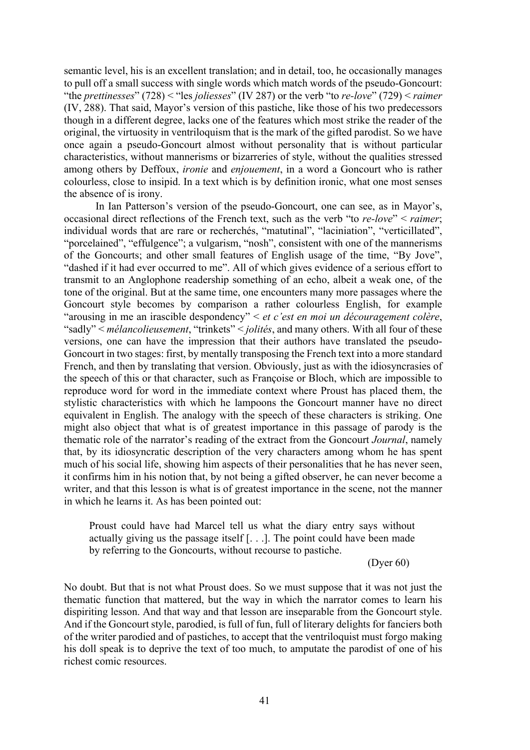semantic level, his is an excellent translation; and in detail, too, he occasionally manages to pull off a small success with single words which match words of the pseudo-Goncourt: "the *prettinesses*" (728) < "les *joliesses*" (IV 287) or the verb "to *re-love*" (729) < *raimer* (IV, 288). That said, Mayor's version of this pastiche, like those of his two predecessors though in a different degree, lacks one of the features which most strike the reader of the original, the virtuosity in ventriloquism that is the mark of the gifted parodist. So we have once again a pseudo-Goncourt almost without personality that is without particular characteristics, without mannerisms or bizarreries of style, without the qualities stressed among others by Deffoux, *ironie* and *enjouement*, in a word a Goncourt who is rather colourless, close to insipid. In a text which is by definition ironic, what one most senses the absence of is irony.

In Ian Patterson's version of the pseudo-Goncourt, one can see, as in Mayor's, occasional direct reflections of the French text, such as the verb "to *re-love*" < *raimer*; individual words that are rare or recherchés, "matutinal", "laciniation", "verticillated", "porcelained", "effulgence"; a vulgarism, "nosh", consistent with one of the mannerisms of the Goncourts; and other small features of English usage of the time, "By Jove", "dashed if it had ever occurred to me". All of which gives evidence of a serious effort to transmit to an Anglophone readership something of an echo, albeit a weak one, of the tone of the original. But at the same time, one encounters many more passages where the Goncourt style becomes by comparison a rather colourless English, for example "arousing in me an irascible despondency" < *et c'est en moi un découragement colère*, "sadly" < *mélancolieusement*, "trinkets" < *jolités*, and many others. With all four of these versions, one can have the impression that their authors have translated the pseudo-Goncourt in two stages: first, by mentally transposing the French text into a more standard French, and then by translating that version. Obviously, just as with the idiosyncrasies of the speech of this or that character, such as Françoise or Bloch, which are impossible to reproduce word for word in the immediate context where Proust has placed them, the stylistic characteristics with which he lampoons the Goncourt manner have no direct equivalent in English. The analogy with the speech of these characters is striking. One might also object that what is of greatest importance in this passage of parody is the thematic role of the narrator's reading of the extract from the Goncourt *Journal*, namely that, by its idiosyncratic description of the very characters among whom he has spent much of his social life, showing him aspects of their personalities that he has never seen, it confirms him in his notion that, by not being a gifted observer, he can never become a writer, and that this lesson is what is of greatest importance in the scene, not the manner in which he learns it. As has been pointed out:

> Proust could have had Marcel tell us what the diary entry says without actually giving us the passage itself [. . .]. The point could have been made by referring to the Goncourts, without recourse to pastiche.
>
> (Dyer 60)

No doubt. But that is not what Proust does. So we must suppose that it was not just the thematic function that mattered, but the way in which the narrator comes to learn his dispiriting lesson. And that way and that lesson are inseparable from the Goncourt style. And if the Goncourt style, parodied, is full of fun, full of literary delights for fanciers both of the writer parodied and of pastiches, to accept that the ventriloquist must forgo making his doll speak is to deprive the text of too much, to amputate the parodist of one of his richest comic resources.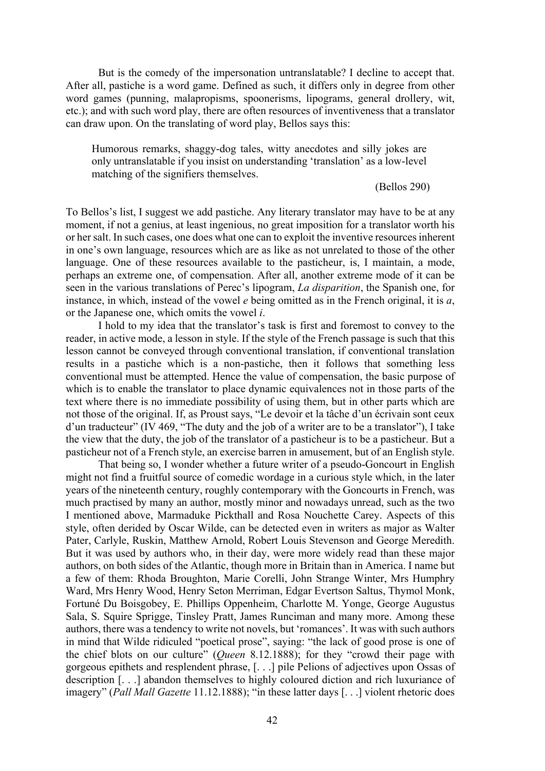But is the comedy of the impersonation untranslatable? I decline to accept that. After all, pastiche is a word game. Defined as such, it differs only in degree from other word games (punning, malapropisms, spoonerisms, lipograms, general drollery, wit, etc.); and with such word play, there are often resources of inventiveness that a translator can draw upon. On the translating of word play, Bellos says this:

> Humorous remarks, shaggy-dog tales, witty anecdotes and silly jokes are only untranslatable if you insist on understanding 'translation' as a low-level matching of the signifiers themselves.
>
> (Bellos 290)

To Bellos's list, I suggest we add pastiche. Any literary translator may have to be at any moment, if not a genius, at least ingenious, no great imposition for a translator worth his or her salt. In such cases, one does what one can to exploit the inventive resources inherent in one's own language, resources which are as like as not unrelated to those of the other language. One of these resources available to the pasticheur, is, I maintain, a mode, perhaps an extreme one, of compensation. After all, another extreme mode of it can be seen in the various translations of Perec's lipogram, *La disparition*, the Spanish one, for instance, in which, instead of the vowel *e* being omitted as in the French original, it is *a*, or the Japanese one, which omits the vowel *i*.

I hold to my idea that the translator's task is first and foremost to convey to the reader, in active mode, a lesson in style. If the style of the French passage is such that this lesson cannot be conveyed through conventional translation, if conventional translation results in a pastiche which is a non-pastiche, then it follows that something less conventional must be attempted. Hence the value of compensation, the basic purpose of which is to enable the translator to place dynamic equivalences not in those parts of the text where there is no immediate possibility of using them, but in other parts which are not those of the original. If, as Proust says, "Le devoir et la tâche d'un écrivain sont ceux d'un traducteur" (IV 469, "The duty and the job of a writer are to be a translator"), I take the view that the duty, the job of the translator of a pasticheur is to be a pasticheur. But a pasticheur not of a French style, an exercise barren in amusement, but of an English style.

That being so, I wonder whether a future writer of a pseudo-Goncourt in English might not find a fruitful source of comedic wordage in a curious style which, in the later years of the nineteenth century, roughly contemporary with the Goncourts in French, was much practised by many an author, mostly minor and nowadays unread, such as the two I mentioned above, Marmaduke Pickthall and Rosa Nouchette Carey. Aspects of this style, often derided by Oscar Wilde, can be detected even in writers as major as Walter Pater, Carlyle, Ruskin, Matthew Arnold, Robert Louis Stevenson and George Meredith. But it was used by authors who, in their day, were more widely read than these major authors, on both sides of the Atlantic, though more in Britain than in America. I name but a few of them: Rhoda Broughton, Marie Corelli, John Strange Winter, Mrs Humphry Ward, Mrs Henry Wood, Henry Seton Merriman, Edgar Evertson Saltus, Thymol Monk, Fortuné Du Boisgobey, E. Phillips Oppenheim, Charlotte M. Yonge, George Augustus Sala, S. Squire Sprigge, Tinsley Pratt, James Runciman and many more. Among these authors, there was a tendency to write not novels, but 'romances'. It was with such authors in mind that Wilde ridiculed "poetical prose", saying: "the lack of good prose is one of the chief blots on our culture" (*Queen* 8.12.1888); for they "crowd their page with gorgeous epithets and resplendent phrase, [. . .] pile Pelions of adjectives upon Ossas of description [. . .] abandon themselves to highly coloured diction and rich luxuriance of imagery" (*Pall Mall Gazette* 11.12.1888); "in these latter days [. . .] violent rhetoric does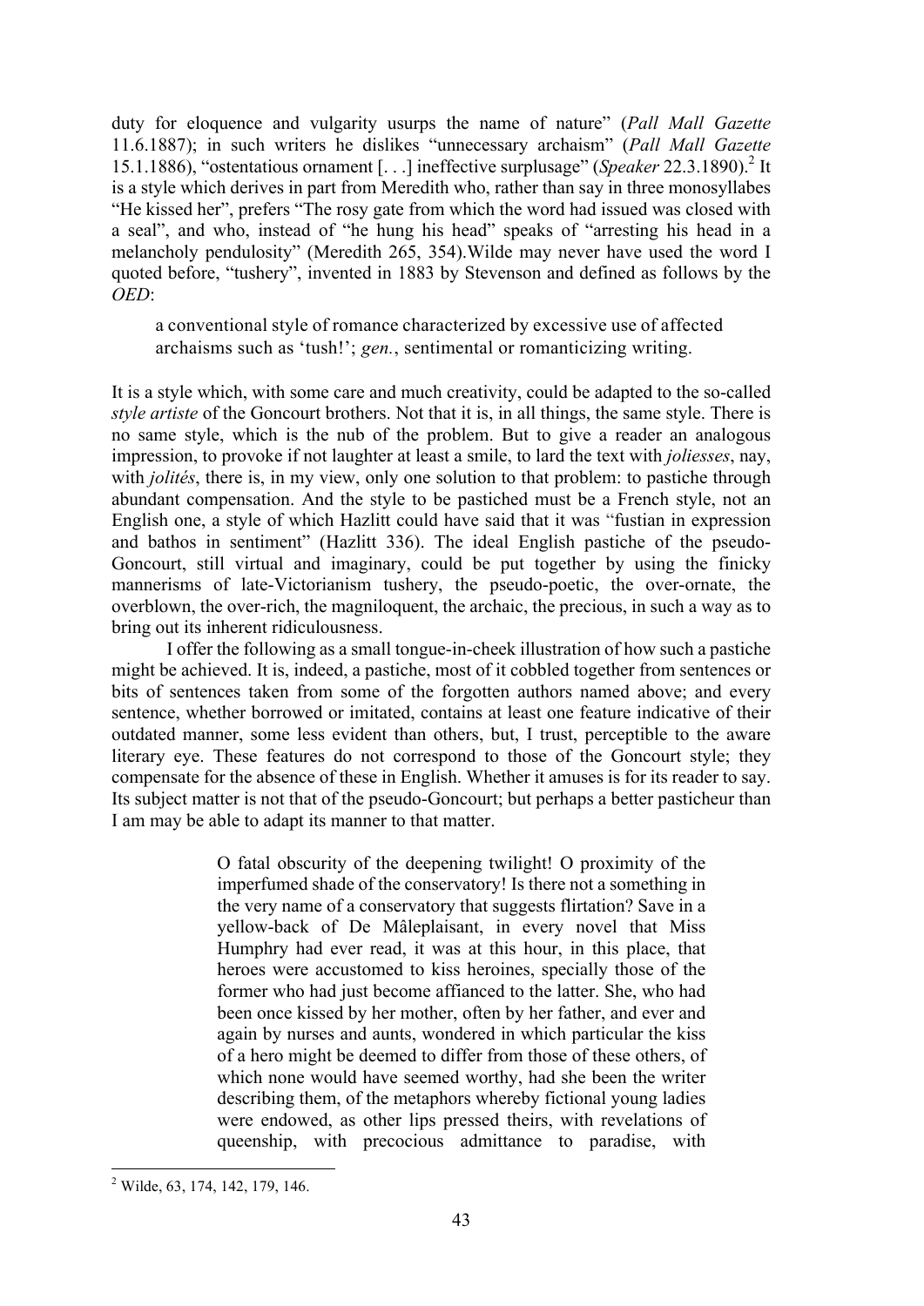duty for eloquence and vulgarity usurps the name of nature" (*Pall Mall Gazette* 11.6.1887); in such writers he dislikes "unnecessary archaism" (*Pall Mall Gazette* 15.1.1886), "ostentatious ornament [. . .] ineffective surplusage" (*Speaker* 22.3.1890).[2] It is a style which derives in part from Meredith who, rather than say in three monosyllabes "He kissed her", prefers "The rosy gate from which the word had issued was closed with a seal", and who, instead of "he hung his head" speaks of "arresting his head in a melancholy pendulosity" (Meredith 265, 354).Wilde may never have used the word I quoted before, "tushery", invented in 1883 by Stevenson and defined as follows by the *OED*:

> a conventional style of romance characterized by excessive use of affected archaisms such as 'tush!'; *gen.*, sentimental or romanticizing writing.

It is a style which, with some care and much creativity, could be adapted to the so-called *style artiste* of the Goncourt brothers. Not that it is, in all things, the same style. There is no same style, which is the nub of the problem. But to give a reader an analogous impression, to provoke if not laughter at least a smile, to lard the text with *joliesses*, nay, with *jolités*, there is, in my view, only one solution to that problem: to pastiche through abundant compensation. And the style to be pastiched must be a French style, not an English one, a style of which Hazlitt could have said that it was "fustian in expression and bathos in sentiment" (Hazlitt 336). The ideal English pastiche of the pseudo-Goncourt, still virtual and imaginary, could be put together by using the finicky mannerisms of late-Victorianism tushery, the pseudo-poetic, the over-ornate, the overblown, the over-rich, the magniloquent, the archaic, the precious, in such a way as to bring out its inherent ridiculousness.

I offer the following as a small tongue-in-cheek illustration of how such a pastiche might be achieved. It is, indeed, a pastiche, most of it cobbled together from sentences or bits of sentences taken from some of the forgotten authors named above; and every sentence, whether borrowed or imitated, contains at least one feature indicative of their outdated manner, some less evident than others, but, I trust, perceptible to the aware literary eye. These features do not correspond to those of the Goncourt style; they compensate for the absence of these in English. Whether it amuses is for its reader to say. Its subject matter is not that of the pseudo-Goncourt; but perhaps a better pasticheur than I am may be able to adapt its manner to that matter.

> O fatal obscurity of the deepening twilight! O proximity of the imperfumed shade of the conservatory! Is there not a something in the very name of a conservatory that suggests flirtation? Save in a yellow-back of De Mâleplaisant, in every novel that Miss Humphry had ever read, it was at this hour, in this place, that heroes were accustomed to kiss heroines, specially those of the former who had just become affianced to the latter. She, who had been once kissed by her mother, often by her father, and ever and again by nurses and aunts, wondered in which particular the kiss of a hero might be deemed to differ from those of these others, of which none would have seemed worthy, had she been the writer describing them, of the metaphors whereby fictional young ladies were endowed, as other lips pressed theirs, with revelations of queenship, with precocious admittance to paradise, with

---

[2] Wilde, 63, 174, 142, 179, 146.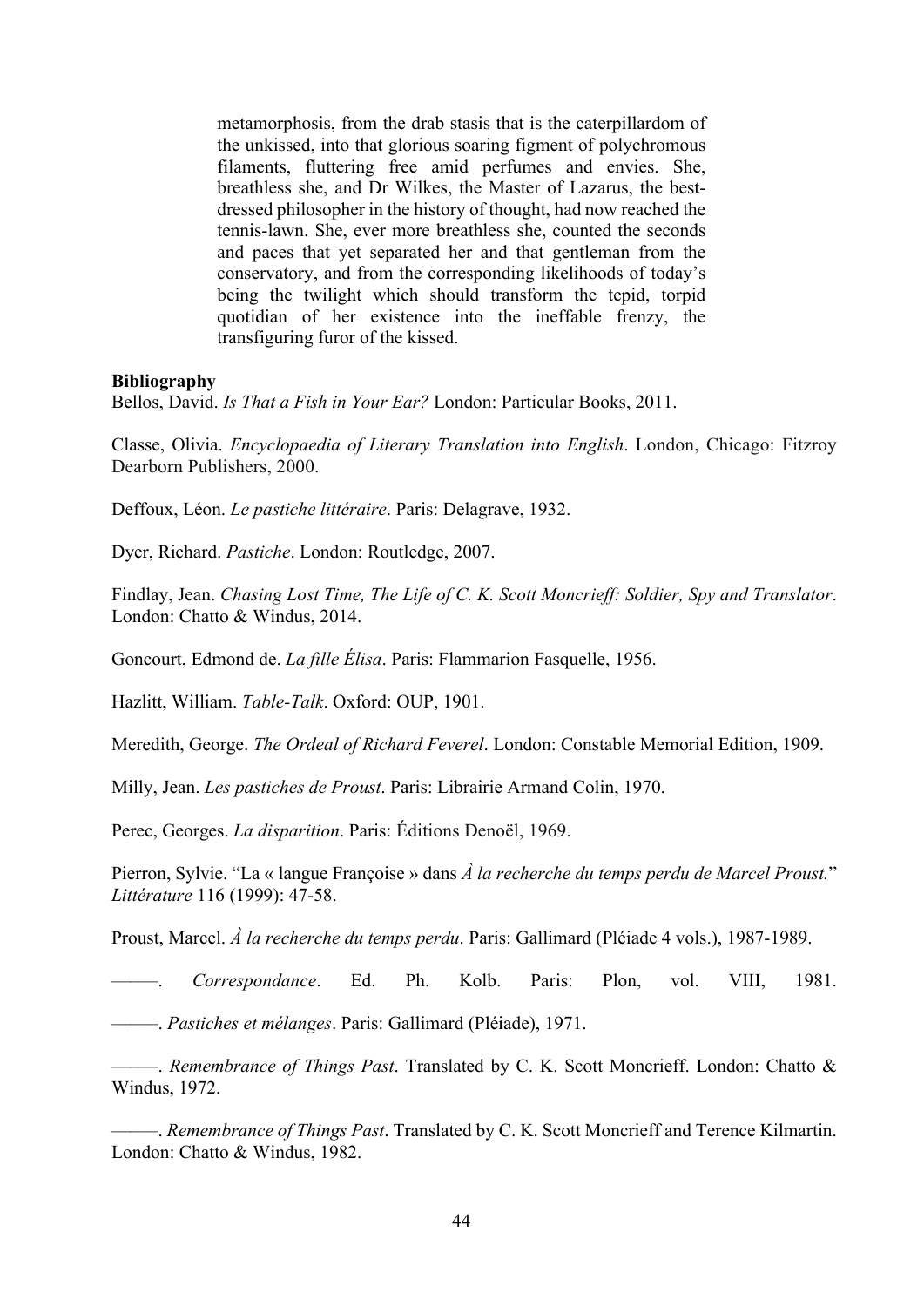> metamorphosis, from the drab stasis that is the caterpillardom of the unkissed, into that glorious soaring figment of polychromous filaments, fluttering free amid perfumes and envies. She, breathless she, and Dr Wilkes, the Master of Lazarus, the best-dressed philosopher in the history of thought, had now reached the tennis-lawn. She, ever more breathless she, counted the seconds and paces that yet separated her and that gentleman from the conservatory, and from the corresponding likelihoods of today's being the twilight which should transform the tepid, torpid quotidian of her existence into the ineffable frenzy, the transfiguring furor of the kissed.

**Bibliography**

Bellos, David. *Is That a Fish in Your Ear?* London: Particular Books, 2011.

Classe, Olivia. *Encyclopaedia of Literary Translation into English*. London, Chicago: Fitzroy Dearborn Publishers, 2000.

Deffoux, Léon. *Le pastiche littéraire*. Paris: Delagrave, 1932.

Dyer, Richard. *Pastiche*. London: Routledge, 2007.

Findlay, Jean. *Chasing Lost Time, The Life of C. K. Scott Moncrieff: Soldier, Spy and Translator*. London: Chatto & Windus, 2014.

Goncourt, Edmond de. *La fille Élisa*. Paris: Flammarion Fasquelle, 1956.

Hazlitt, William. *Table-Talk*. Oxford: OUP, 1901.

Meredith, George. *The Ordeal of Richard Feverel*. London: Constable Memorial Edition, 1909.

Milly, Jean. *Les pastiches de Proust*. Paris: Librairie Armand Colin, 1970.

Perec, Georges. *La disparition*. Paris: Éditions Denoël, 1969.

Pierron, Sylvie. "La « langue Françoise » dans *À la recherche du temps perdu de Marcel Proust.*" *Littérature* 116 (1999): 47-58.

Proust, Marcel. *À la recherche du temps perdu*. Paris: Gallimard (Pléiade 4 vols.), 1987-1989.

———. *Correspondance*. Ed. Ph. Kolb. Paris: Plon, vol. VIII, 1981.

———. *Pastiches et mélanges*. Paris: Gallimard (Pléiade), 1971.

———. *Remembrance of Things Past*. Translated by C. K. Scott Moncrieff. London: Chatto & Windus, 1972.

———. *Remembrance of Things Past*. Translated by C. K. Scott Moncrieff and Terence Kilmartin. London: Chatto & Windus, 1982.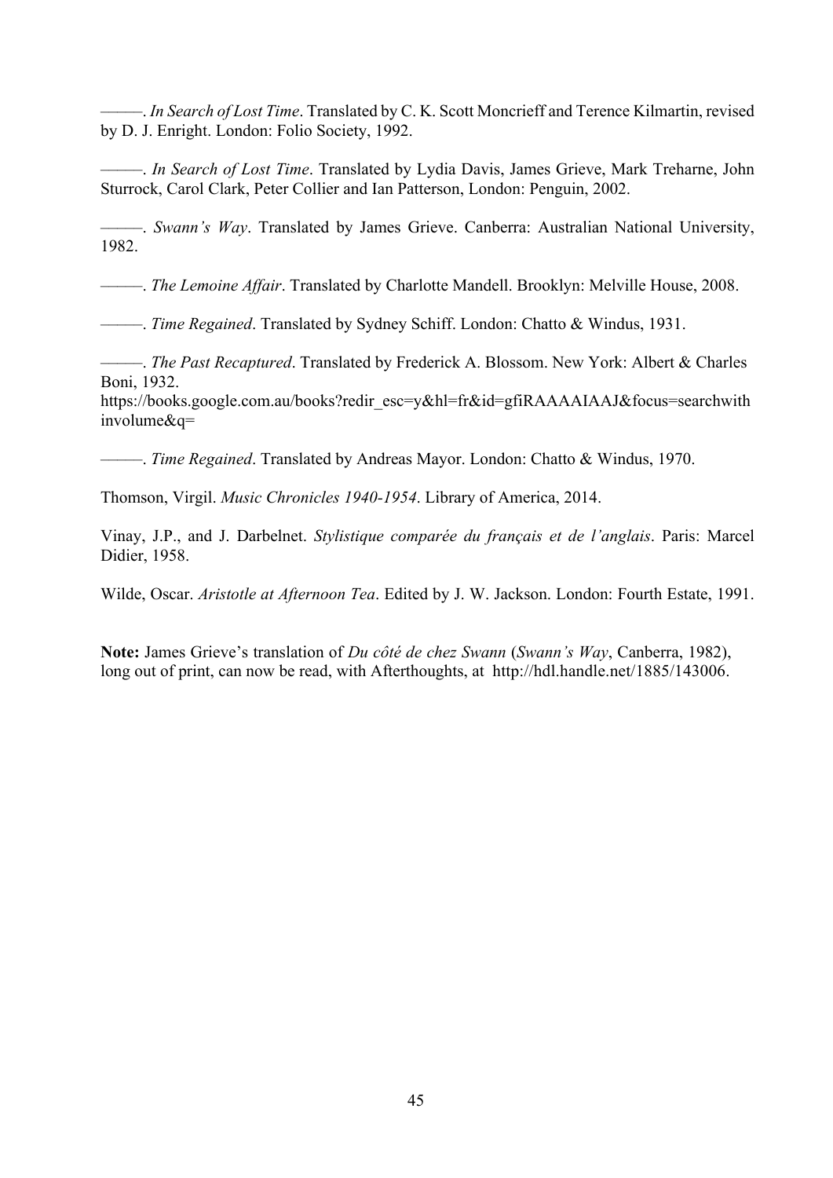———. *In Search of Lost Time*. Translated by C. K. Scott Moncrieff and Terence Kilmartin, revised by D. J. Enright. London: Folio Society, 1992.

———. *In Search of Lost Time*. Translated by Lydia Davis, James Grieve, Mark Treharne, John Sturrock, Carol Clark, Peter Collier and Ian Patterson, London: Penguin, 2002.

———. *Swann's Way*. Translated by James Grieve. Canberra: Australian National University, 1982.

———. *The Lemoine Affair*. Translated by Charlotte Mandell. Brooklyn: Melville House, 2008.

———. *Time Regained*. Translated by Sydney Schiff. London: Chatto & Windus, 1931.

———. *The Past Recaptured*. Translated by Frederick A. Blossom. New York: Albert & Charles Boni, 1932. https://books.google.com.au/books?redir_esc=y&hl=fr&id=gfiRAAAAIAAJ&focus=searchwithinvolume&q=

———. *Time Regained*. Translated by Andreas Mayor. London: Chatto & Windus, 1970.

Thomson, Virgil. *Music Chronicles 1940-1954*. Library of America, 2014.

Vinay, J.P., and J. Darbelnet. *Stylistique comparée du français et de l'anglais*. Paris: Marcel Didier, 1958.

Wilde, Oscar. *Aristotle at Afternoon Tea*. Edited by J. W. Jackson. London: Fourth Estate, 1991.

**Note:** James Grieve's translation of *Du côté de chez Swann* (*Swann's Way*, Canberra, 1982), long out of print, can now be read, with Afterthoughts, at http://hdl.handle.net/1885/143006.